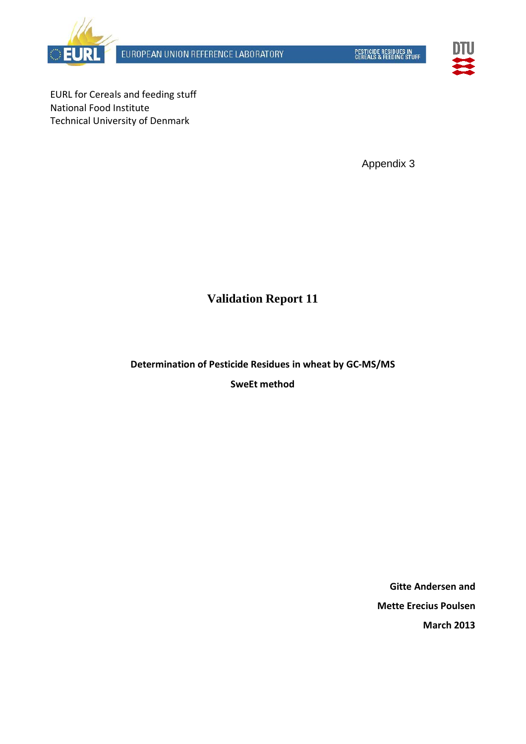EUROPEAN UNION REFERENCE LABORATORY

PESTICIDE RESIDUES IN CEREALS & FEEDING STUFF

EURL for Cereals and feeding stuff
National Food Institute
Technical University of Denmark

Appendix 3

# Validation Report 11

**Determination of Pesticide Residues in wheat by GC-MS/MS**

**SweEt method**

**Gitte Andersen and**

**Mette Erecius Poulsen**

**March 2013**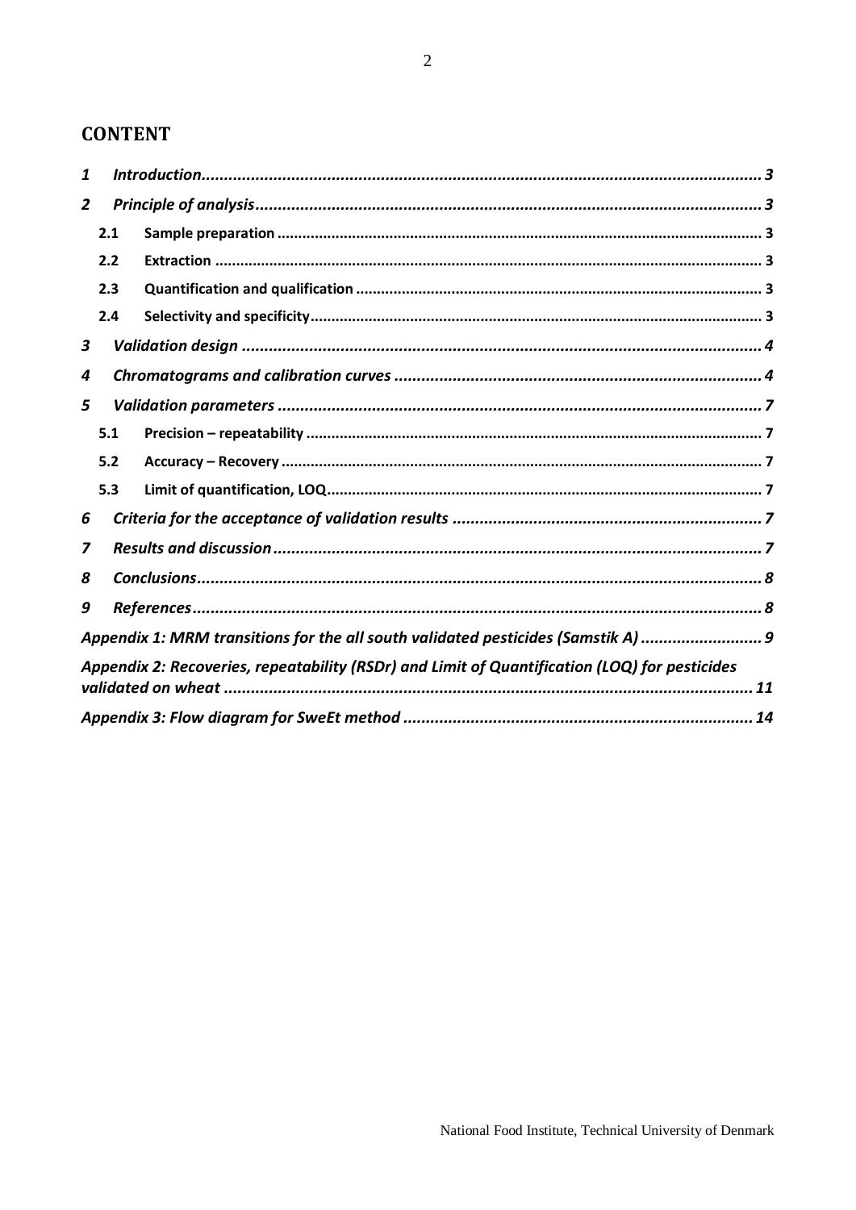# CONTENT

*1 Introduction* ........ *3*

*2 Principle of analysis* ........ *3*

- **2.1 Sample preparation** ........ 3
- **2.2 Extraction** ........ 3
- **2.3 Quantification and qualification** ........ 3
- **2.4 Selectivity and specificity** ........ 3

*3 Validation design* ........ *4*

*4 Chromatograms and calibration curves* ........ *4*

*5 Validation parameters* ........ *7*

- **5.1 Precision – repeatability** ........ 7
- **5.2 Accuracy – Recovery** ........ 7
- **5.3 Limit of quantification, LOQ** ........ 7

*6 Criteria for the acceptance of validation results* ........ *7*

*7 Results and discussion* ........ *7*

*8 Conclusions* ........ *8*

*9 References* ........ *8*

*Appendix 1: MRM transitions for the all south validated pesticides (Samstik A)* ........ *9*

*Appendix 2: Recoveries, repeatability (RSDr) and Limit of Quantification (LOQ) for pesticides validated on wheat* ........ *11*

*Appendix 3: Flow diagram for SweEt method* ........ *14*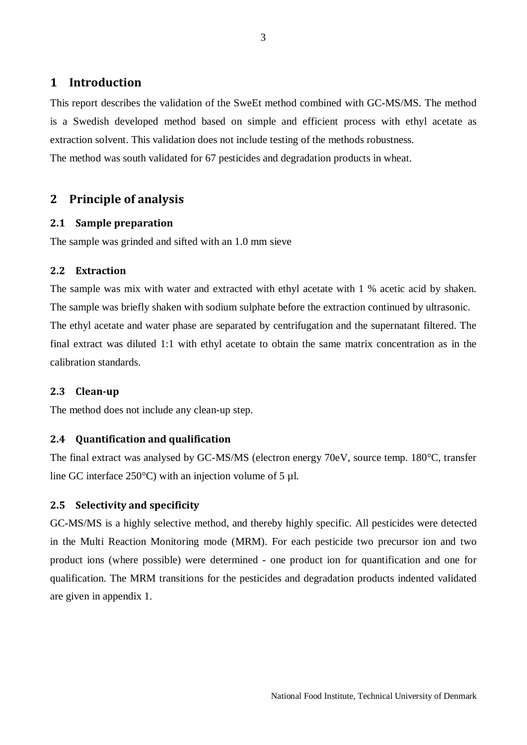# 1 Introduction

This report describes the validation of the SweEt method combined with GC-MS/MS. The method is a Swedish developed method based on simple and efficient process with ethyl acetate as extraction solvent. This validation does not include testing of the methods robustness.

The method was south validated for 67 pesticides and degradation products in wheat.

# 2 Principle of analysis

## 2.1 Sample preparation

The sample was grinded and sifted with an 1.0 mm sieve

## 2.2 Extraction

The sample was mix with water and extracted with ethyl acetate with 1 % acetic acid by shaken. The sample was briefly shaken with sodium sulphate before the extraction continued by ultrasonic.

The ethyl acetate and water phase are separated by centrifugation and the supernatant filtered. The final extract was diluted 1:1 with ethyl acetate to obtain the same matrix concentration as in the calibration standards.

## 2.3 Clean-up

The method does not include any clean-up step.

## 2.4 Quantification and qualification

The final extract was analysed by GC-MS/MS (electron energy 70eV, source temp. 180°C, transfer line GC interface 250°C) with an injection volume of 5 µl.

## 2.5 Selectivity and specificity

GC-MS/MS is a highly selective method, and thereby highly specific. All pesticides were detected in the Multi Reaction Monitoring mode (MRM). For each pesticide two precursor ion and two product ions (where possible) were determined - one product ion for quantification and one for qualification. The MRM transitions for the pesticides and degradation products indented validated are given in appendix 1.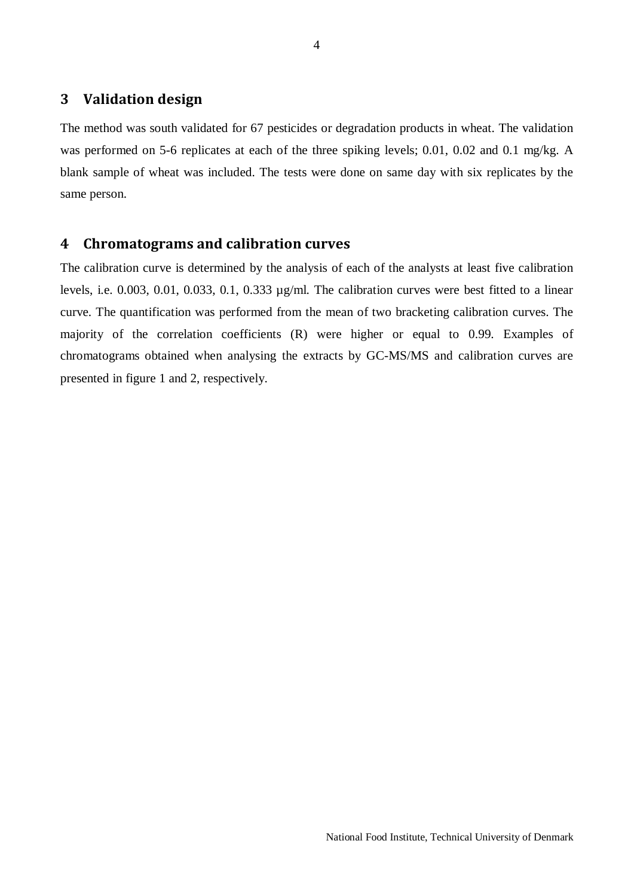## 3 Validation design

The method was south validated for 67 pesticides or degradation products in wheat. The validation was performed on 5-6 replicates at each of the three spiking levels; 0.01, 0.02 and 0.1 mg/kg. A blank sample of wheat was included. The tests were done on same day with six replicates by the same person.

## 4 Chromatograms and calibration curves

The calibration curve is determined by the analysis of each of the analysts at least five calibration levels, i.e. 0.003, 0.01, 0.033, 0.1, 0.333 µg/ml. The calibration curves were best fitted to a linear curve. The quantification was performed from the mean of two bracketing calibration curves. The majority of the correlation coefficients (R) were higher or equal to 0.99. Examples of chromatograms obtained when analysing the extracts by GC-MS/MS and calibration curves are presented in figure 1 and 2, respectively.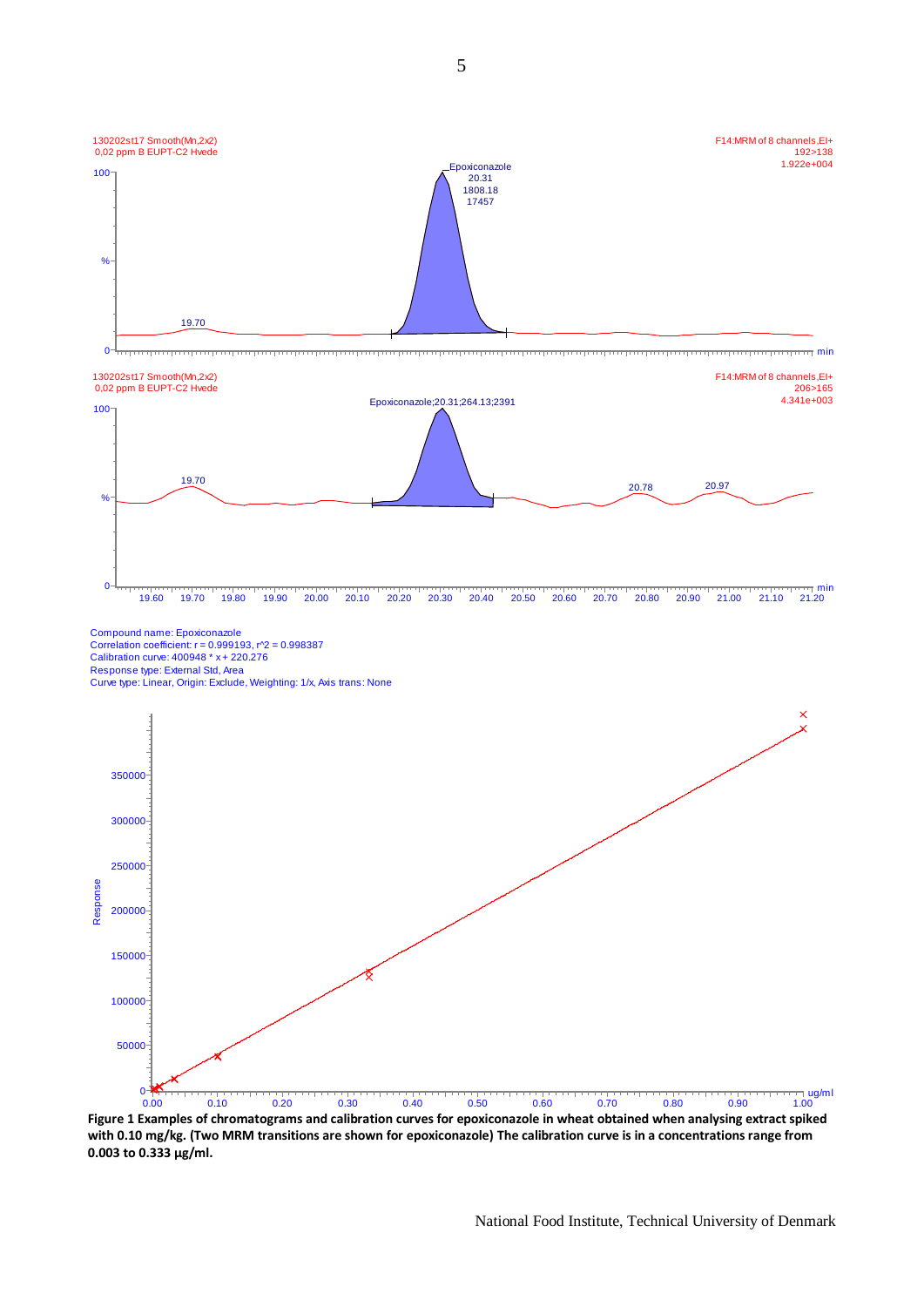130202st17 Smooth(Mn,2x2)
0,02 ppm B EUPT-C2 Hvede

F14:MRM of 8 channels,EI+
192>138
1.922e+004

Epoxiconazole
20.31
1808.18
17457

130202st17 Smooth(Mn,2x2)
0,02 ppm B EUPT-C2 Hvede

F14:MRM of 8 channels,EI+
206>165
4.341e+003

Epoxiconazole;20.31;264.13;2391

Compound name: Epoxiconazole
Correlation coefficient: r = 0.999193, r^2 = 0.998387
Calibration curve: 400948 * x + 220.276
Response type: External Std, Area
Curve type: Linear, Origin: Exclude, Weighting: 1/x, Axis trans: None

**Figure 1 Examples of chromatograms and calibration curves for epoxiconazole in wheat obtained when analysing extract spiked with 0.10 mg/kg. (Two MRM transitions are shown for epoxiconazole) The calibration curve is in a concentrations range from 0.003 to 0.333 µg/ml.**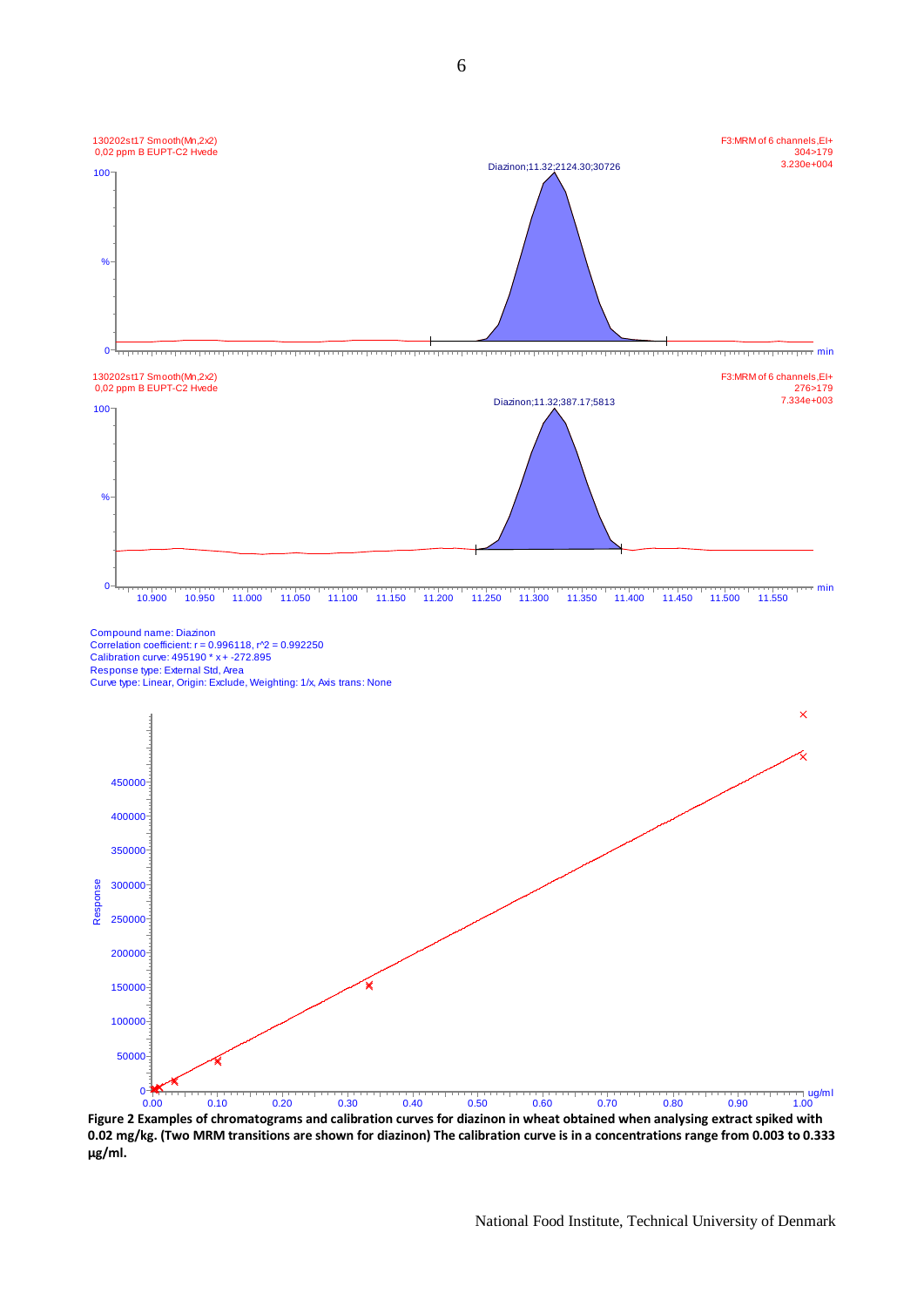130202st17 Smooth(Mn,2x2)
0,02 ppm B EUPT-C2 Hvede

F3:MRM of 6 channels,EI+
304>179
3.230e+004

Diazinon;11.32;2124.30;30726

130202st17 Smooth(Mn,2x2)
0,02 ppm B EUPT-C2 Hvede

F3:MRM of 6 channels,EI+
276>179
7.334e+003

Diazinon;11.32;387.17;5813

Compound name: Diazinon
Correlation coefficient: r = 0.996118, r^2 = 0.992250
Calibration curve: 495190 * x + -272.895
Response type: External Std, Area
Curve type: Linear, Origin: Exclude, Weighting: 1/x, Axis trans: None

**Figure 2 Examples of chromatograms and calibration curves for diazinon in wheat obtained when analysing extract spiked with 0.02 mg/kg. (Two MRM transitions are shown for diazinon) The calibration curve is in a concentrations range from 0.003 to 0.333 µg/ml.**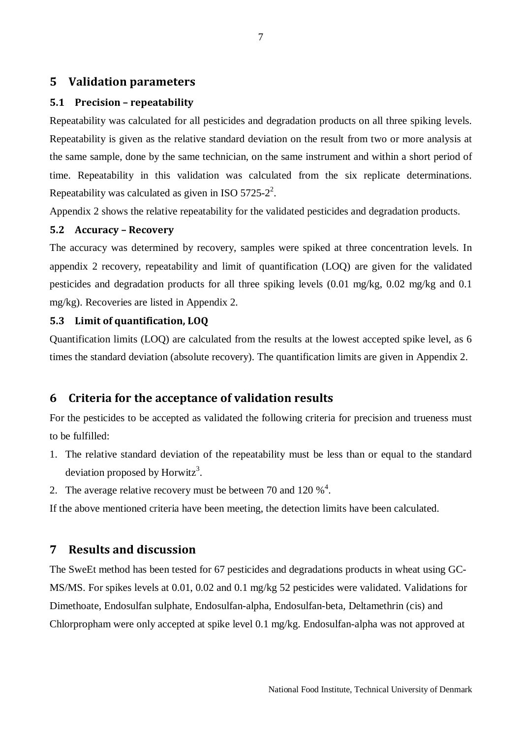## 5 Validation parameters

### 5.1 Precision – repeatability

Repeatability was calculated for all pesticides and degradation products on all three spiking levels. Repeatability is given as the relative standard deviation on the result from two or more analysis at the same sample, done by the same technician, on the same instrument and within a short period of time. Repeatability in this validation was calculated from the six replicate determinations. Repeatability was calculated as given in ISO 5725-2[2].

Appendix 2 shows the relative repeatability for the validated pesticides and degradation products.

### 5.2 Accuracy – Recovery

The accuracy was determined by recovery, samples were spiked at three concentration levels. In appendix 2 recovery, repeatability and limit of quantification (LOQ) are given for the validated pesticides and degradation products for all three spiking levels (0.01 mg/kg, 0.02 mg/kg and 0.1 mg/kg). Recoveries are listed in Appendix 2.

### 5.3 Limit of quantification, LOQ

Quantification limits (LOQ) are calculated from the results at the lowest accepted spike level, as 6 times the standard deviation (absolute recovery). The quantification limits are given in Appendix 2.

## 6 Criteria for the acceptance of validation results

For the pesticides to be accepted as validated the following criteria for precision and trueness must to be fulfilled:

1. The relative standard deviation of the repeatability must be less than or equal to the standard deviation proposed by Horwitz[3].
2. The average relative recovery must be between 70 and 120 %[4].

If the above mentioned criteria have been meeting, the detection limits have been calculated.

## 7 Results and discussion

The SweEt method has been tested for 67 pesticides and degradations products in wheat using GC-MS/MS. For spikes levels at 0.01, 0.02 and 0.1 mg/kg 52 pesticides were validated. Validations for Dimethoate, Endosulfan sulphate, Endosulfan-alpha, Endosulfan-beta, Deltamethrin (cis) and Chlorpropham were only accepted at spike level 0.1 mg/kg. Endosulfan-alpha was not approved at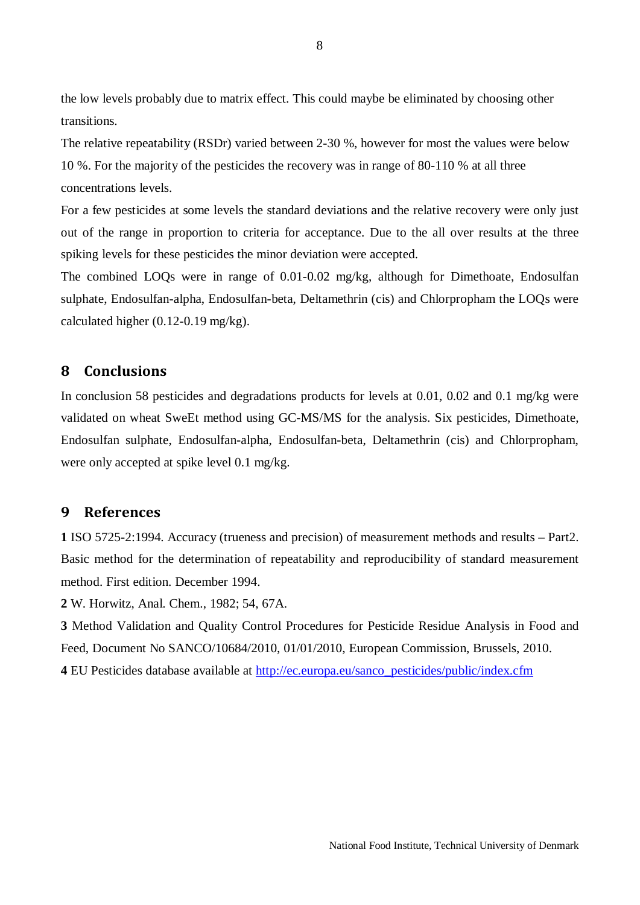the low levels probably due to matrix effect. This could maybe be eliminated by choosing other transitions.

The relative repeatability (RSDr) varied between 2-30 %, however for most the values were below 10 %. For the majority of the pesticides the recovery was in range of 80-110 % at all three concentrations levels.

For a few pesticides at some levels the standard deviations and the relative recovery were only just out of the range in proportion to criteria for acceptance. Due to the all over results at the three spiking levels for these pesticides the minor deviation were accepted.

The combined LOQs were in range of 0.01-0.02 mg/kg, although for Dimethoate, Endosulfan sulphate, Endosulfan-alpha, Endosulfan-beta, Deltamethrin (cis) and Chlorpropham the LOQs were calculated higher (0.12-0.19 mg/kg).

## 8 Conclusions

In conclusion 58 pesticides and degradations products for levels at 0.01, 0.02 and 0.1 mg/kg were validated on wheat SweEt method using GC-MS/MS for the analysis. Six pesticides, Dimethoate, Endosulfan sulphate, Endosulfan-alpha, Endosulfan-beta, Deltamethrin (cis) and Chlorpropham, were only accepted at spike level 0.1 mg/kg.

## 9 References

**1** ISO 5725-2:1994. Accuracy (trueness and precision) of measurement methods and results – Part2. Basic method for the determination of repeatability and reproducibility of standard measurement method. First edition. December 1994.

**2** W. Horwitz, Anal. Chem., 1982; 54, 67A.

**3** Method Validation and Quality Control Procedures for Pesticide Residue Analysis in Food and Feed, Document No SANCO/10684/2010, 01/01/2010, European Commission, Brussels, 2010.

**4** EU Pesticides database available at [http://ec.europa.eu/sanco_pesticides/public/index.cfm](http://ec.europa.eu/sanco_pesticides/public/index.cfm)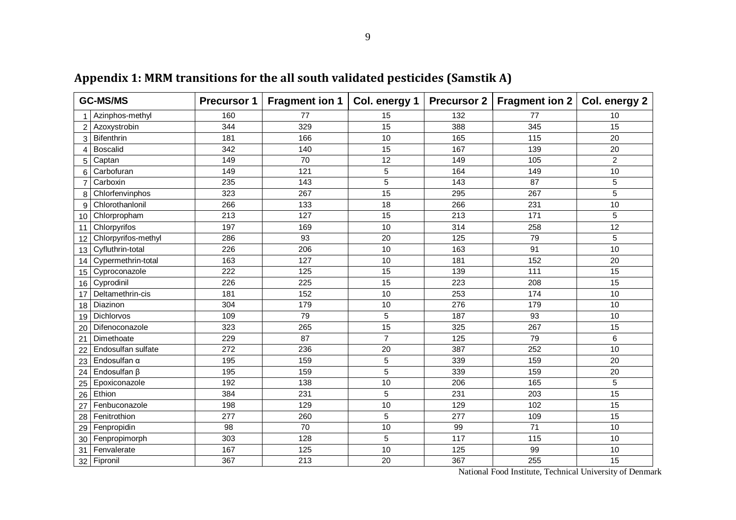## Appendix 1: MRM transitions for the all south validated pesticides (Samstik A)

| | GC-MS/MS | Precursor 1 | Fragment ion 1 | Col. energy 1 | Precursor 2 | Fragment ion 2 | Col. energy 2 |
|---|---|---|---|---|---|---|---|
| 1 | Azinphos-methyl | 160 | 77 | 15 | 132 | 77 | 10 |
| 2 | Azoxystrobin | 344 | 329 | 15 | 388 | 345 | 15 |
| 3 | Bifenthrin | 181 | 166 | 10 | 165 | 115 | 20 |
| 4 | Boscalid | 342 | 140 | 15 | 167 | 139 | 20 |
| 5 | Captan | 149 | 70 | 12 | 149 | 105 | 2 |
| 6 | Carbofuran | 149 | 121 | 5 | 164 | 149 | 10 |
| 7 | Carboxin | 235 | 143 | 5 | 143 | 87 | 5 |
| 8 | Chlorfenvinphos | 323 | 267 | 15 | 295 | 267 | 5 |
| 9 | Chlorothanlonil | 266 | 133 | 18 | 266 | 231 | 10 |
| 10 | Chlorpropham | 213 | 127 | 15 | 213 | 171 | 5 |
| 11 | Chlorpyrifos | 197 | 169 | 10 | 314 | 258 | 12 |
| 12 | Chlorpyrifos-methyl | 286 | 93 | 20 | 125 | 79 | 5 |
| 13 | Cyfluthrin-total | 226 | 206 | 10 | 163 | 91 | 10 |
| 14 | Cypermethrin-total | 163 | 127 | 10 | 181 | 152 | 20 |
| 15 | Cyproconazole | 222 | 125 | 15 | 139 | 111 | 15 |
| 16 | Cyprodinil | 226 | 225 | 15 | 223 | 208 | 15 |
| 17 | Deltamethrin-cis | 181 | 152 | 10 | 253 | 174 | 10 |
| 18 | Diazinon | 304 | 179 | 10 | 276 | 179 | 10 |
| 19 | Dichlorvos | 109 | 79 | 5 | 187 | 93 | 10 |
| 20 | Difenoconazole | 323 | 265 | 15 | 325 | 267 | 15 |
| 21 | Dimethoate | 229 | 87 | 7 | 125 | 79 | 6 |
| 22 | Endosulfan sulfate | 272 | 236 | 20 | 387 | 252 | 10 |
| 23 | Endosulfan α | 195 | 159 | 5 | 339 | 159 | 20 |
| 24 | Endosulfan β | 195 | 159 | 5 | 339 | 159 | 20 |
| 25 | Epoxiconazole | 192 | 138 | 10 | 206 | 165 | 5 |
| 26 | Ethion | 384 | 231 | 5 | 231 | 203 | 15 |
| 27 | Fenbuconazole | 198 | 129 | 10 | 129 | 102 | 15 |
| 28 | Fenitrothion | 277 | 260 | 5 | 277 | 109 | 15 |
| 29 | Fenpropidin | 98 | 70 | 10 | 99 | 71 | 10 |
| 30 | Fenpropimorph | 303 | 128 | 5 | 117 | 115 | 10 |
| 31 | Fenvalerate | 167 | 125 | 10 | 125 | 99 | 10 |
| 32 | Fipronil | 367 | 213 | 20 | 367 | 255 | 15 |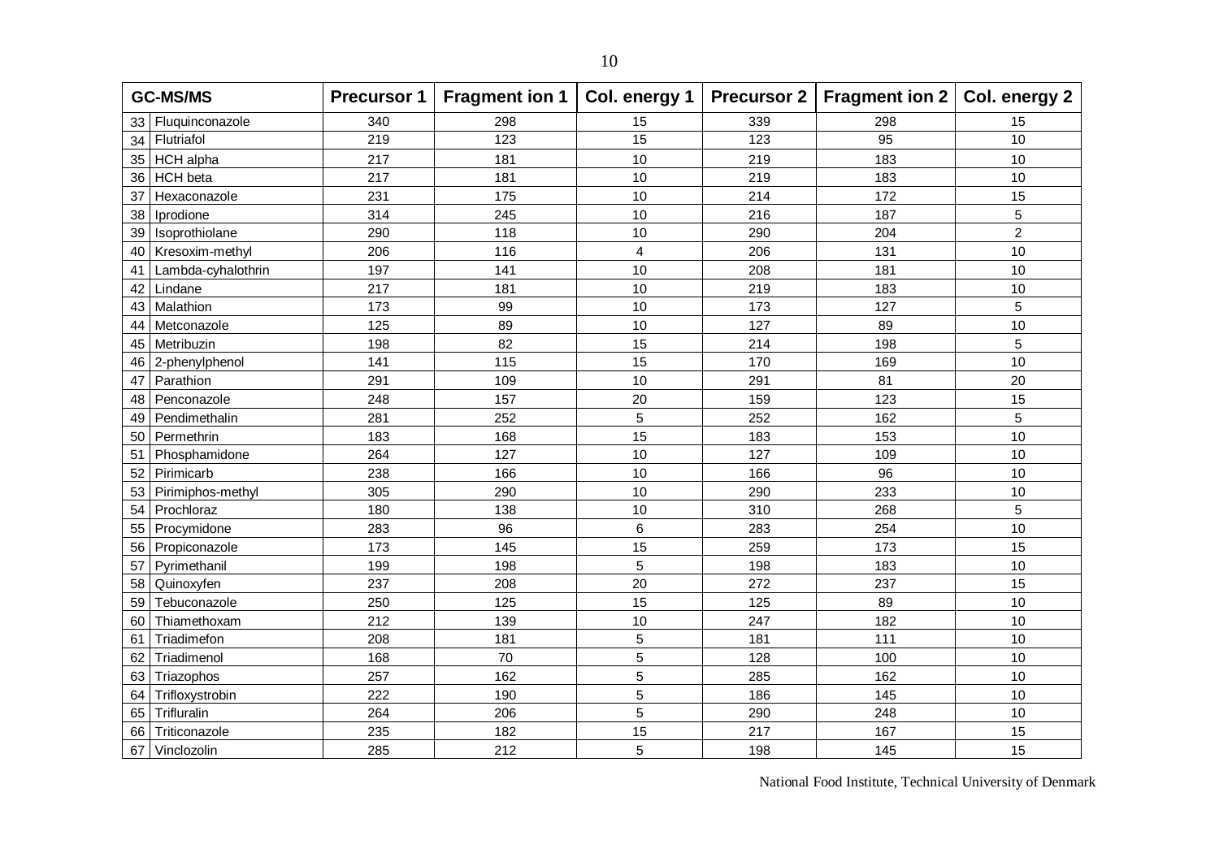| | GC-MS/MS | Precursor 1 | Fragment ion 1 | Col. energy 1 | Precursor 2 | Fragment ion 2 | Col. energy 2 |
|---|---|---|---|---|---|---|---|
| 33 | Fluquinconazole | 340 | 298 | 15 | 339 | 298 | 15 |
| 34 | Flutriafol | 219 | 123 | 15 | 123 | 95 | 10 |
| 35 | HCH alpha | 217 | 181 | 10 | 219 | 183 | 10 |
| 36 | HCH beta | 217 | 181 | 10 | 219 | 183 | 10 |
| 37 | Hexaconazole | 231 | 175 | 10 | 214 | 172 | 15 |
| 38 | Iprodione | 314 | 245 | 10 | 216 | 187 | 5 |
| 39 | Isoprothiolane | 290 | 118 | 10 | 290 | 204 | 2 |
| 40 | Kresoxim-methyl | 206 | 116 | 4 | 206 | 131 | 10 |
| 41 | Lambda-cyhalothrin | 197 | 141 | 10 | 208 | 181 | 10 |
| 42 | Lindane | 217 | 181 | 10 | 219 | 183 | 10 |
| 43 | Malathion | 173 | 99 | 10 | 173 | 127 | 5 |
| 44 | Metconazole | 125 | 89 | 10 | 127 | 89 | 10 |
| 45 | Metribuzin | 198 | 82 | 15 | 214 | 198 | 5 |
| 46 | 2-phenylphenol | 141 | 115 | 15 | 170 | 169 | 10 |
| 47 | Parathion | 291 | 109 | 10 | 291 | 81 | 20 |
| 48 | Penconazole | 248 | 157 | 20 | 159 | 123 | 15 |
| 49 | Pendimethalin | 281 | 252 | 5 | 252 | 162 | 5 |
| 50 | Permethrin | 183 | 168 | 15 | 183 | 153 | 10 |
| 51 | Phosphamidone | 264 | 127 | 10 | 127 | 109 | 10 |
| 52 | Pirimicarb | 238 | 166 | 10 | 166 | 96 | 10 |
| 53 | Pirimiphos-methyl | 305 | 290 | 10 | 290 | 233 | 10 |
| 54 | Prochloraz | 180 | 138 | 10 | 310 | 268 | 5 |
| 55 | Procymidone | 283 | 96 | 6 | 283 | 254 | 10 |
| 56 | Propiconazole | 173 | 145 | 15 | 259 | 173 | 15 |
| 57 | Pyrimethanil | 199 | 198 | 5 | 198 | 183 | 10 |
| 58 | Quinoxyfen | 237 | 208 | 20 | 272 | 237 | 15 |
| 59 | Tebuconazole | 250 | 125 | 15 | 125 | 89 | 10 |
| 60 | Thiamethoxam | 212 | 139 | 10 | 247 | 182 | 10 |
| 61 | Triadimefon | 208 | 181 | 5 | 181 | 111 | 10 |
| 62 | Triadimenol | 168 | 70 | 5 | 128 | 100 | 10 |
| 63 | Triazophos | 257 | 162 | 5 | 285 | 162 | 10 |
| 64 | Trifloxystrobin | 222 | 190 | 5 | 186 | 145 | 10 |
| 65 | Trifluralin | 264 | 206 | 5 | 290 | 248 | 10 |
| 66 | Triticonazole | 235 | 182 | 15 | 217 | 167 | 15 |
| 67 | Vinclozolin | 285 | 212 | 5 | 198 | 145 | 15 |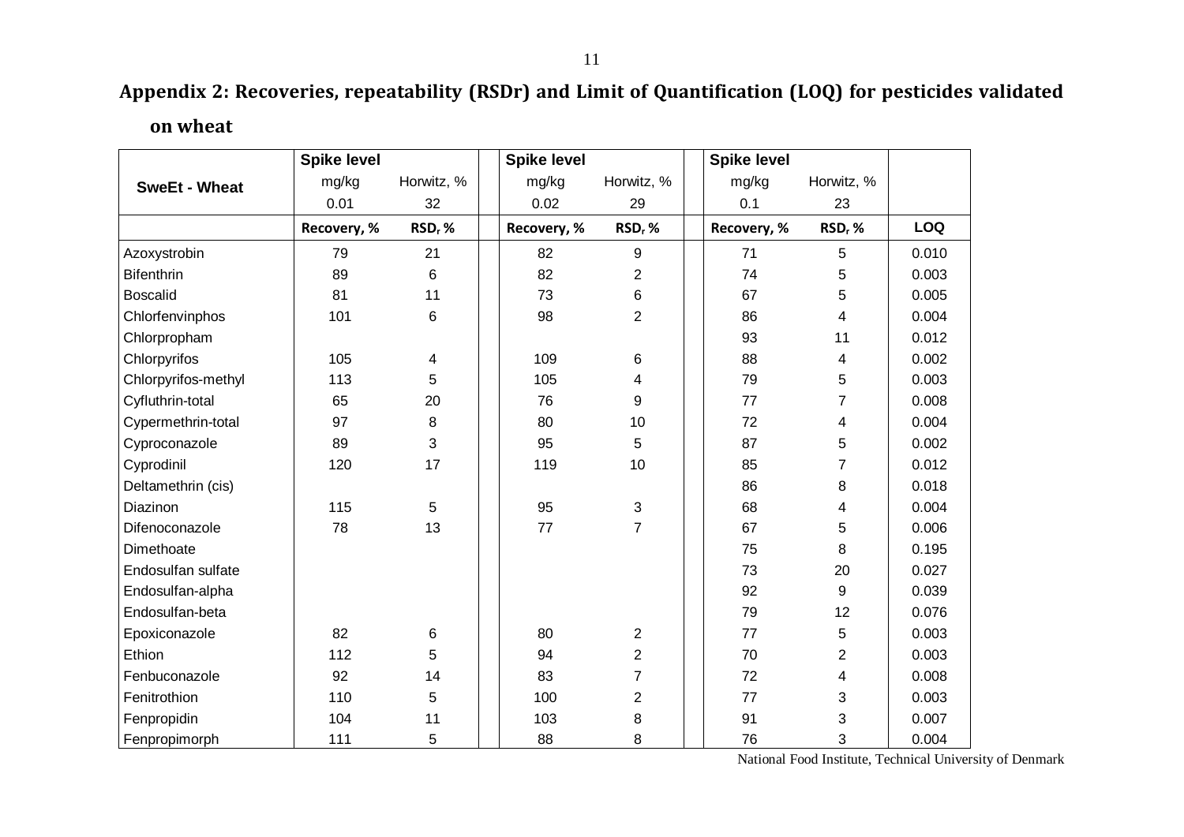## Appendix 2: Recoveries, repeatability (RSDr) and Limit of Quantification (LOQ) for pesticides validated on wheat

| SweEt - Wheat | Spike level | | Spike level | | Spike level | | |
|---|---|---|---|---|---|---|---|
| | mg/kg | Horwitz, % | mg/kg | Horwitz, % | mg/kg | Horwitz, % | |
| | 0.01 | 32 | 0.02 | 29 | 0.1 | 23 | |
| | **Recovery, %** | **$RSD_r$ %** | **Recovery, %** | **$RSD_r$ %** | **Recovery, %** | **$RSD_r$ %** | **LOQ** |
| Azoxystrobin | 79 | 21 | 82 | 9 | 71 | 5 | 0.010 |
| Bifenthrin | 89 | 6 | 82 | 2 | 74 | 5 | 0.003 |
| Boscalid | 81 | 11 | 73 | 6 | 67 | 5 | 0.005 |
| Chlorfenvinphos | 101 | 6 | 98 | 2 | 86 | 4 | 0.004 |
| Chlorpropham | | | | | 93 | 11 | 0.012 |
| Chlorpyrifos | 105 | 4 | 109 | 6 | 88 | 4 | 0.002 |
| Chlorpyrifos-methyl | 113 | 5 | 105 | 4 | 79 | 5 | 0.003 |
| Cyfluthrin-total | 65 | 20 | 76 | 9 | 77 | 7 | 0.008 |
| Cypermethrin-total | 97 | 8 | 80 | 10 | 72 | 4 | 0.004 |
| Cyproconazole | 89 | 3 | 95 | 5 | 87 | 5 | 0.002 |
| Cyprodinil | 120 | 17 | 119 | 10 | 85 | 7 | 0.012 |
| Deltamethrin (cis) | | | | | 86 | 8 | 0.018 |
| Diazinon | 115 | 5 | 95 | 3 | 68 | 4 | 0.004 |
| Difenoconazole | 78 | 13 | 77 | 7 | 67 | 5 | 0.006 |
| Dimethoate | | | | | 75 | 8 | 0.195 |
| Endosulfan sulfate | | | | | 73 | 20 | 0.027 |
| Endosulfan-alpha | | | | | 92 | 9 | 0.039 |
| Endosulfan-beta | | | | | 79 | 12 | 0.076 |
| Epoxiconazole | 82 | 6 | 80 | 2 | 77 | 5 | 0.003 |
| Ethion | 112 | 5 | 94 | 2 | 70 | 2 | 0.003 |
| Fenbuconazole | 92 | 14 | 83 | 7 | 72 | 4 | 0.008 |
| Fenitrothion | 110 | 5 | 100 | 2 | 77 | 3 | 0.003 |
| Fenpropidin | 104 | 11 | 103 | 8 | 91 | 3 | 0.007 |
| Fenpropimorph | 111 | 5 | 88 | 8 | 76 | 3 | 0.004 |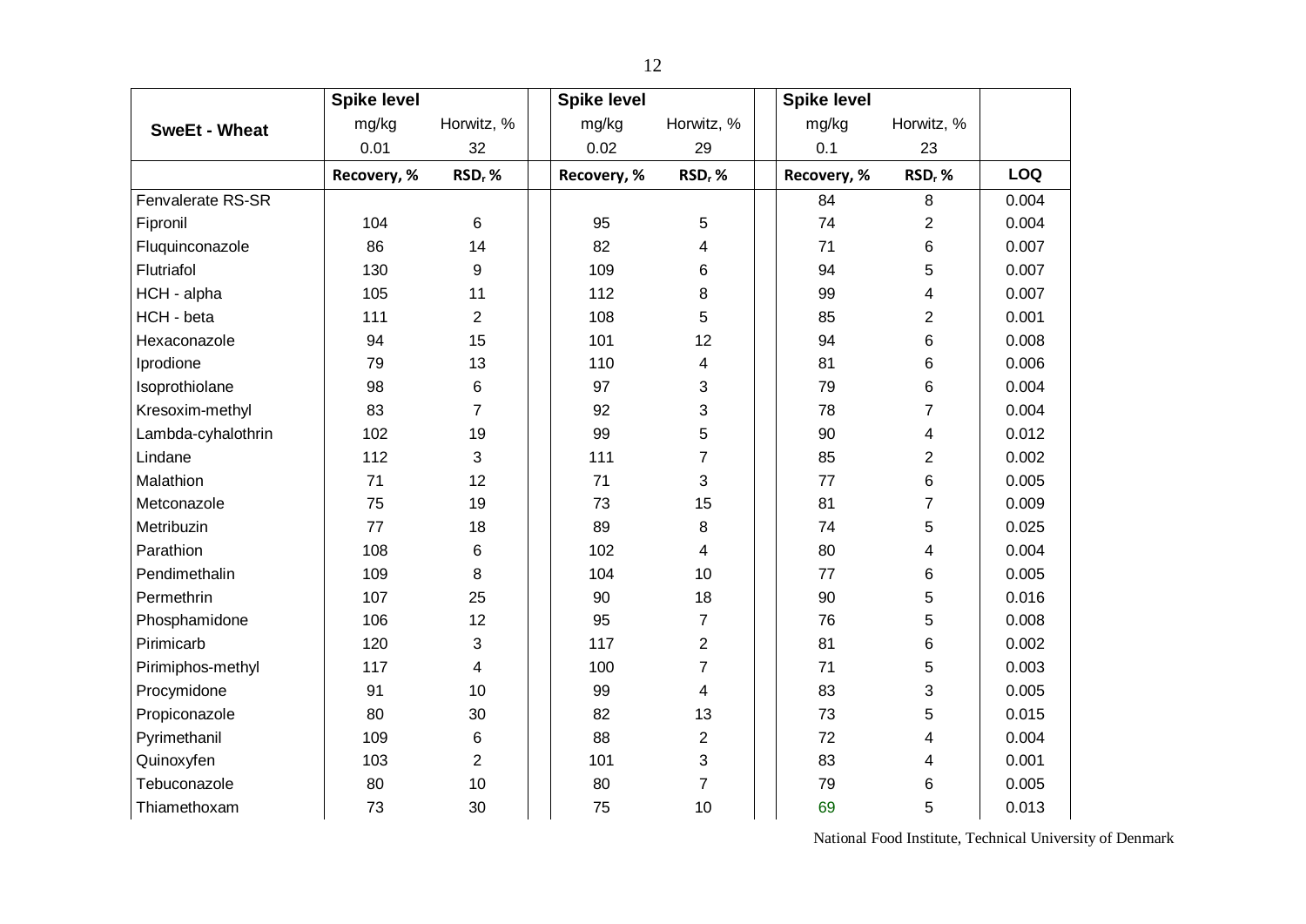| SweEt - Wheat | Spike level | | Spike level | | Spike level | | |
|---|---|---|---|---|---|---|---|
| | mg/kg | Horwitz, % | mg/kg | Horwitz, % | mg/kg | Horwitz, % | |
| | 0.01 | 32 | 0.02 | 29 | 0.1 | 23 | |
| | Recovery, % | $RSD_r$ % | Recovery, % | $RSD_r$ % | Recovery, % | $RSD_r$ % | LOQ |
| Fenvalerate RS-SR | | | | | 84 | 8 | 0.004 |
| Fipronil | 104 | 6 | 95 | 5 | 74 | 2 | 0.004 |
| Fluquinconazole | 86 | 14 | 82 | 4 | 71 | 6 | 0.007 |
| Flutriafol | 130 | 9 | 109 | 6 | 94 | 5 | 0.007 |
| HCH - alpha | 105 | 11 | 112 | 8 | 99 | 4 | 0.007 |
| HCH - beta | 111 | 2 | 108 | 5 | 85 | 2 | 0.001 |
| Hexaconazole | 94 | 15 | 101 | 12 | 94 | 6 | 0.008 |
| Iprodione | 79 | 13 | 110 | 4 | 81 | 6 | 0.006 |
| Isoprothiolane | 98 | 6 | 97 | 3 | 79 | 6 | 0.004 |
| Kresoxim-methyl | 83 | 7 | 92 | 3 | 78 | 7 | 0.004 |
| Lambda-cyhalothrin | 102 | 19 | 99 | 5 | 90 | 4 | 0.012 |
| Lindane | 112 | 3 | 111 | 7 | 85 | 2 | 0.002 |
| Malathion | 71 | 12 | 71 | 3 | 77 | 6 | 0.005 |
| Metconazole | 75 | 19 | 73 | 15 | 81 | 7 | 0.009 |
| Metribuzin | 77 | 18 | 89 | 8 | 74 | 5 | 0.025 |
| Parathion | 108 | 6 | 102 | 4 | 80 | 4 | 0.004 |
| Pendimethalin | 109 | 8 | 104 | 10 | 77 | 6 | 0.005 |
| Permethrin | 107 | 25 | 90 | 18 | 90 | 5 | 0.016 |
| Phosphamidone | 106 | 12 | 95 | 7 | 76 | 5 | 0.008 |
| Pirimicarb | 120 | 3 | 117 | 2 | 81 | 6 | 0.002 |
| Pirimiphos-methyl | 117 | 4 | 100 | 7 | 71 | 5 | 0.003 |
| Procymidone | 91 | 10 | 99 | 4 | 83 | 3 | 0.005 |
| Propiconazole | 80 | 30 | 82 | 13 | 73 | 5 | 0.015 |
| Pyrimethanil | 109 | 6 | 88 | 2 | 72 | 4 | 0.004 |
| Quinoxyfen | 103 | 2 | 101 | 3 | 83 | 4 | 0.001 |
| Tebuconazole | 80 | 10 | 80 | 7 | 79 | 6 | 0.005 |
| Thiamethoxam | 73 | 30 | 75 | 10 | 69 | 5 | 0.013 |

National Food Institute, Technical University of Denmark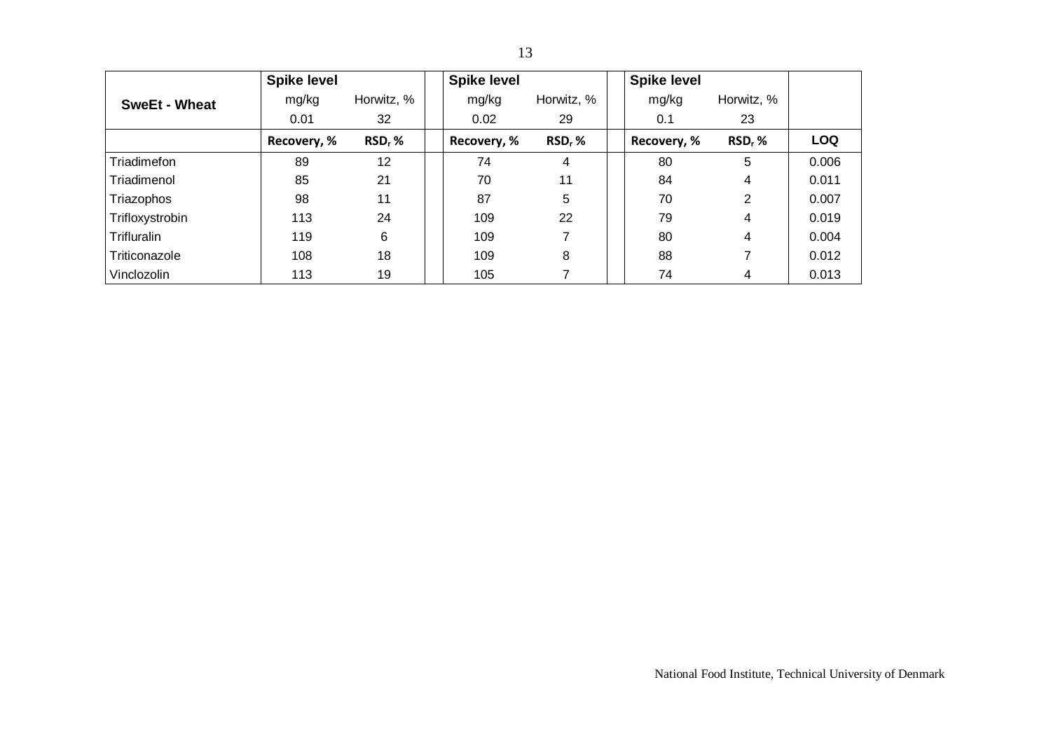| SweEt - Wheat | Spike level | | Spike level | | Spike level | | |
|---|---|---|---|---|---|---|---|
| | mg/kg | Horwitz, % | mg/kg | Horwitz, % | mg/kg | Horwitz, % | |
| | 0.01 | 32 | 0.02 | 29 | 0.1 | 23 | |
| | **Recovery, %** | **$RSD_r$ %** | **Recovery, %** | **$RSD_r$ %** | **Recovery, %** | **$RSD_r$ %** | **LOQ** |
| Triadimefon | 89 | 12 | 74 | 4 | 80 | 5 | 0.006 |
| Triadimenol | 85 | 21 | 70 | 11 | 84 | 4 | 0.011 |
| Triazophos | 98 | 11 | 87 | 5 | 70 | 2 | 0.007 |
| Trifloxystrobin | 113 | 24 | 109 | 22 | 79 | 4 | 0.019 |
| Trifluralin | 119 | 6 | 109 | 7 | 80 | 4 | 0.004 |
| Triticonazole | 108 | 18 | 109 | 8 | 88 | 7 | 0.012 |
| Vinclozolin | 113 | 19 | 105 | 7 | 74 | 4 | 0.013 |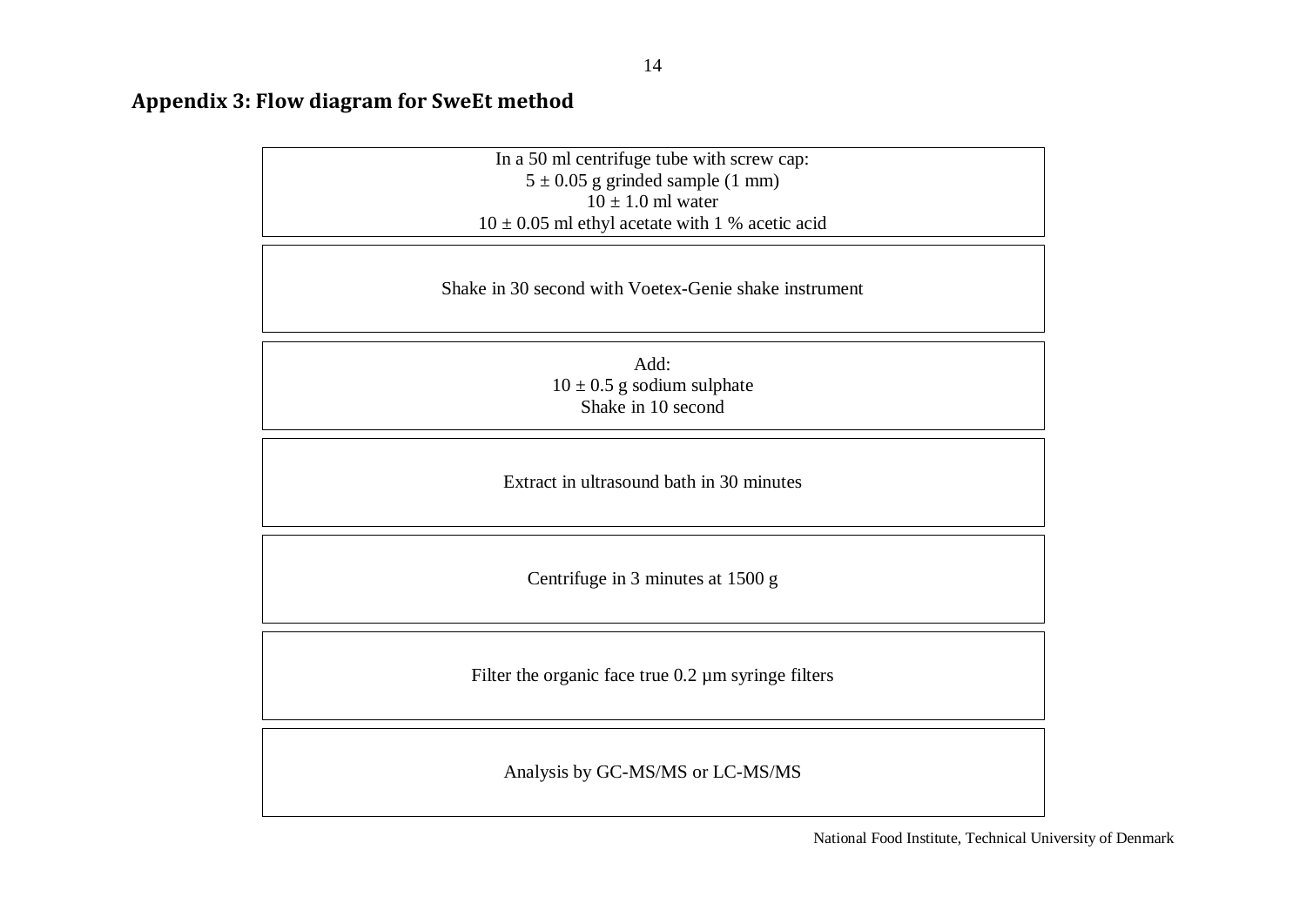## Appendix 3: Flow diagram for SweEt method

In a 50 ml centrifuge tube with screw cap:
5 ± 0.05 g grinded sample (1 mm)
10 ± 1.0 ml water
10 ± 0.05 ml ethyl acetate with 1 % acetic acid

Shake in 30 second with Voetex-Genie shake instrument

Add:
10 ± 0.5 g sodium sulphate
Shake in 10 second

Extract in ultrasound bath in 30 minutes

Centrifuge in 3 minutes at 1500 g

Filter the organic face true 0.2 µm syringe filters

Analysis by GC-MS/MS or LC-MS/MS